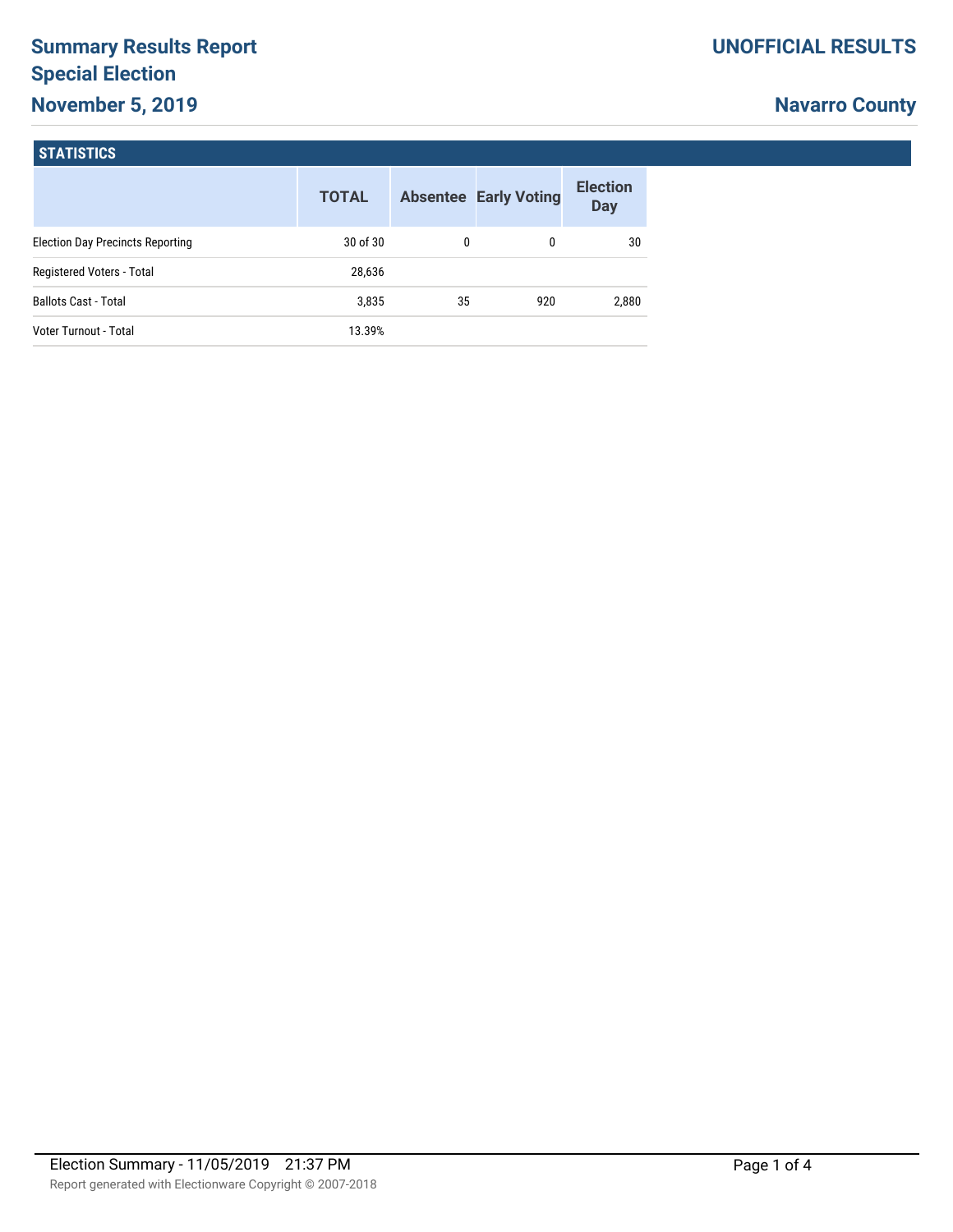# Summary Results Report
# Special Election
# November 5, 2019

**UNOFFICIAL RESULTS**

**Navarro County**

## STATISTICS

| | TOTAL | Absentee | Early Voting | Election Day |
|---|---|---|---|---|
| Election Day Precincts Reporting | 30 of 30 | 0 | 0 | 30 |
| Registered Voters - Total | 28,636 | | | |
| Ballots Cast - Total | 3,835 | 35 | 920 | 2,880 |
| Voter Turnout - Total | 13.39% | | | |

Election Summary - 11/05/2019 21:37 PM

Report generated with Electionware Copyright © 2007-2018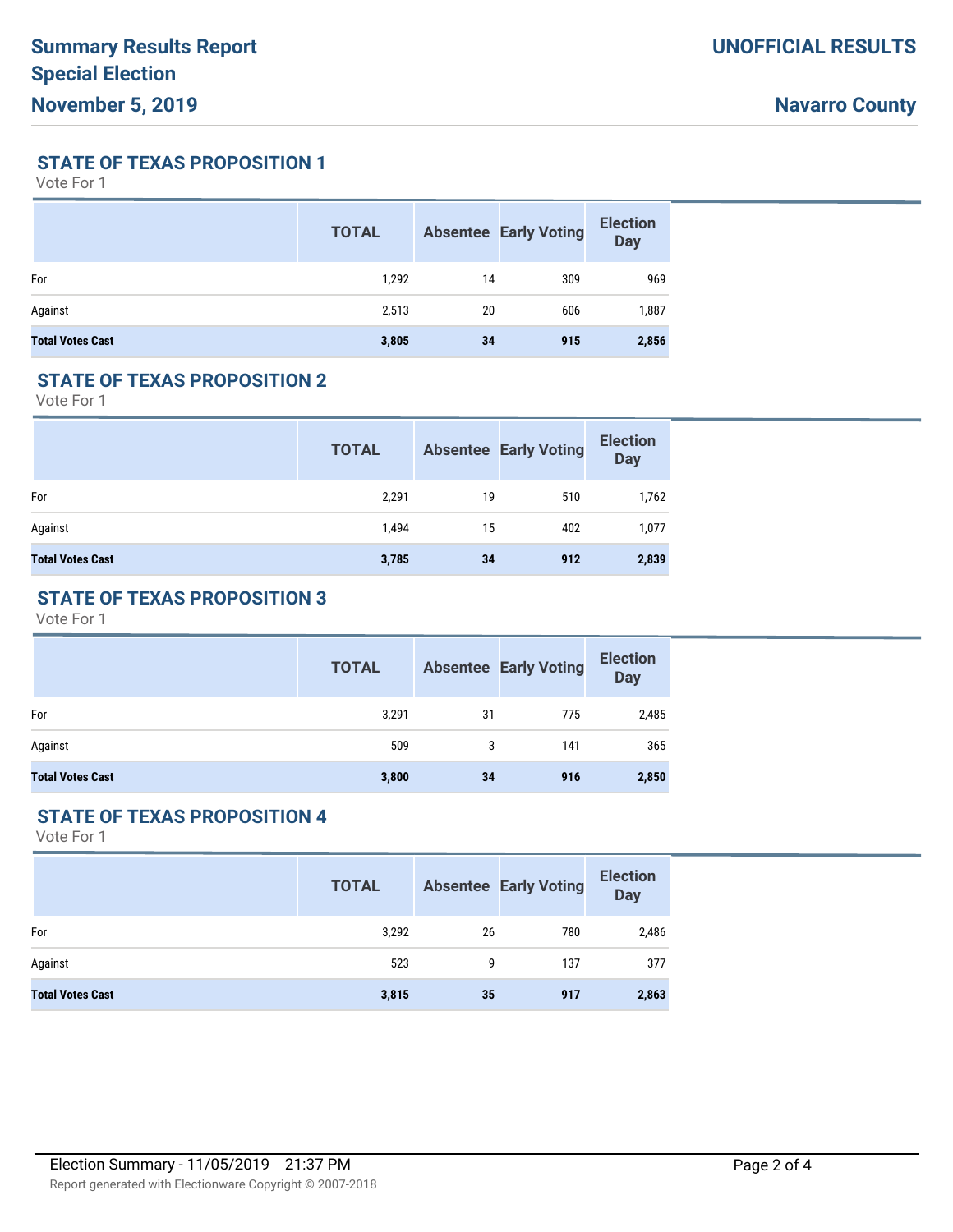# Summary Results Report
## Special Election
## November 5, 2019

**UNOFFICIAL RESULTS**

**Navarro County**

### STATE OF TEXAS PROPOSITION 1

Vote For 1

| | TOTAL | Absentee | Early Voting | Election Day |
|---|---|---|---|---|
| For | 1,292 | 14 | 309 | 969 |
| Against | 2,513 | 20 | 606 | 1,887 |
| **Total Votes Cast** | **3,805** | **34** | **915** | **2,856** |

### STATE OF TEXAS PROPOSITION 2

Vote For 1

| | TOTAL | Absentee | Early Voting | Election Day |
|---|---|---|---|---|
| For | 2,291 | 19 | 510 | 1,762 |
| Against | 1,494 | 15 | 402 | 1,077 |
| **Total Votes Cast** | **3,785** | **34** | **912** | **2,839** |

### STATE OF TEXAS PROPOSITION 3

Vote For 1

| | TOTAL | Absentee | Early Voting | Election Day |
|---|---|---|---|---|
| For | 3,291 | 31 | 775 | 2,485 |
| Against | 509 | 3 | 141 | 365 |
| **Total Votes Cast** | **3,800** | **34** | **916** | **2,850** |

### STATE OF TEXAS PROPOSITION 4

Vote For 1

| | TOTAL | Absentee | Early Voting | Election Day |
|---|---|---|---|---|
| For | 3,292 | 26 | 780 | 2,486 |
| Against | 523 | 9 | 137 | 377 |
| **Total Votes Cast** | **3,815** | **35** | **917** | **2,863** |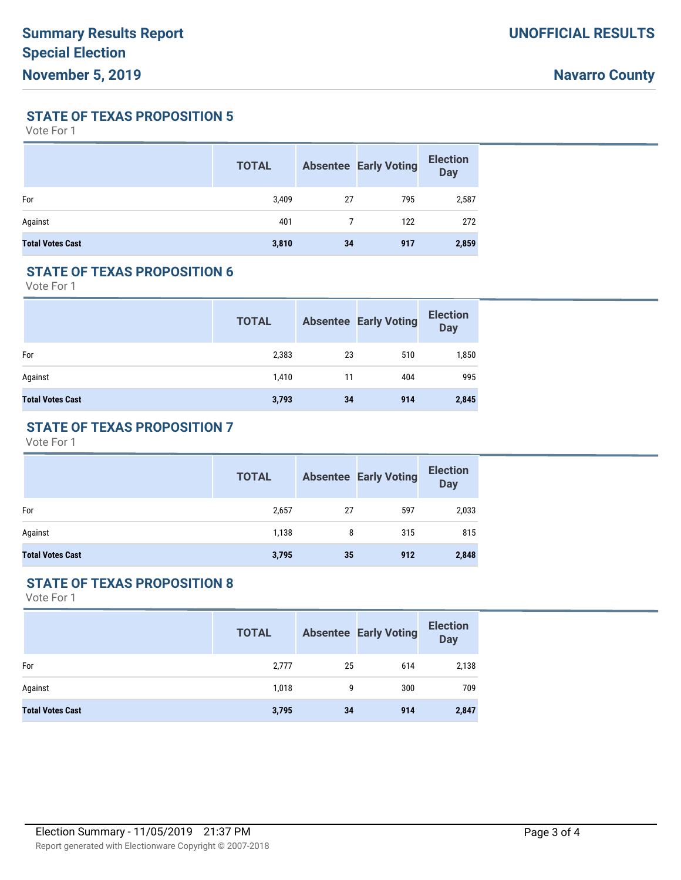# Summary Results Report

**UNOFFICIAL RESULTS**

**Special Election**

**November 5, 2019**

**Navarro County**

## STATE OF TEXAS PROPOSITION 5

Vote For 1

| | TOTAL | Absentee | Early Voting | Election Day |
|---|---|---|---|---|
| For | 3,409 | 27 | 795 | 2,587 |
| Against | 401 | 7 | 122 | 272 |
| **Total Votes Cast** | **3,810** | **34** | **917** | **2,859** |

## STATE OF TEXAS PROPOSITION 6

Vote For 1

| | TOTAL | Absentee | Early Voting | Election Day |
|---|---|---|---|---|
| For | 2,383 | 23 | 510 | 1,850 |
| Against | 1,410 | 11 | 404 | 995 |
| **Total Votes Cast** | **3,793** | **34** | **914** | **2,845** |

## STATE OF TEXAS PROPOSITION 7

Vote For 1

| | TOTAL | Absentee | Early Voting | Election Day |
|---|---|---|---|---|
| For | 2,657 | 27 | 597 | 2,033 |
| Against | 1,138 | 8 | 315 | 815 |
| **Total Votes Cast** | **3,795** | **35** | **912** | **2,848** |

## STATE OF TEXAS PROPOSITION 8

Vote For 1

| | TOTAL | Absentee | Early Voting | Election Day |
|---|---|---|---|---|
| For | 2,777 | 25 | 614 | 2,138 |
| Against | 1,018 | 9 | 300 | 709 |
| **Total Votes Cast** | **3,795** | **34** | **914** | **2,847** |

Election Summary - 11/05/2019 21:37 PM

Report generated with Electionware Copyright © 2007-2018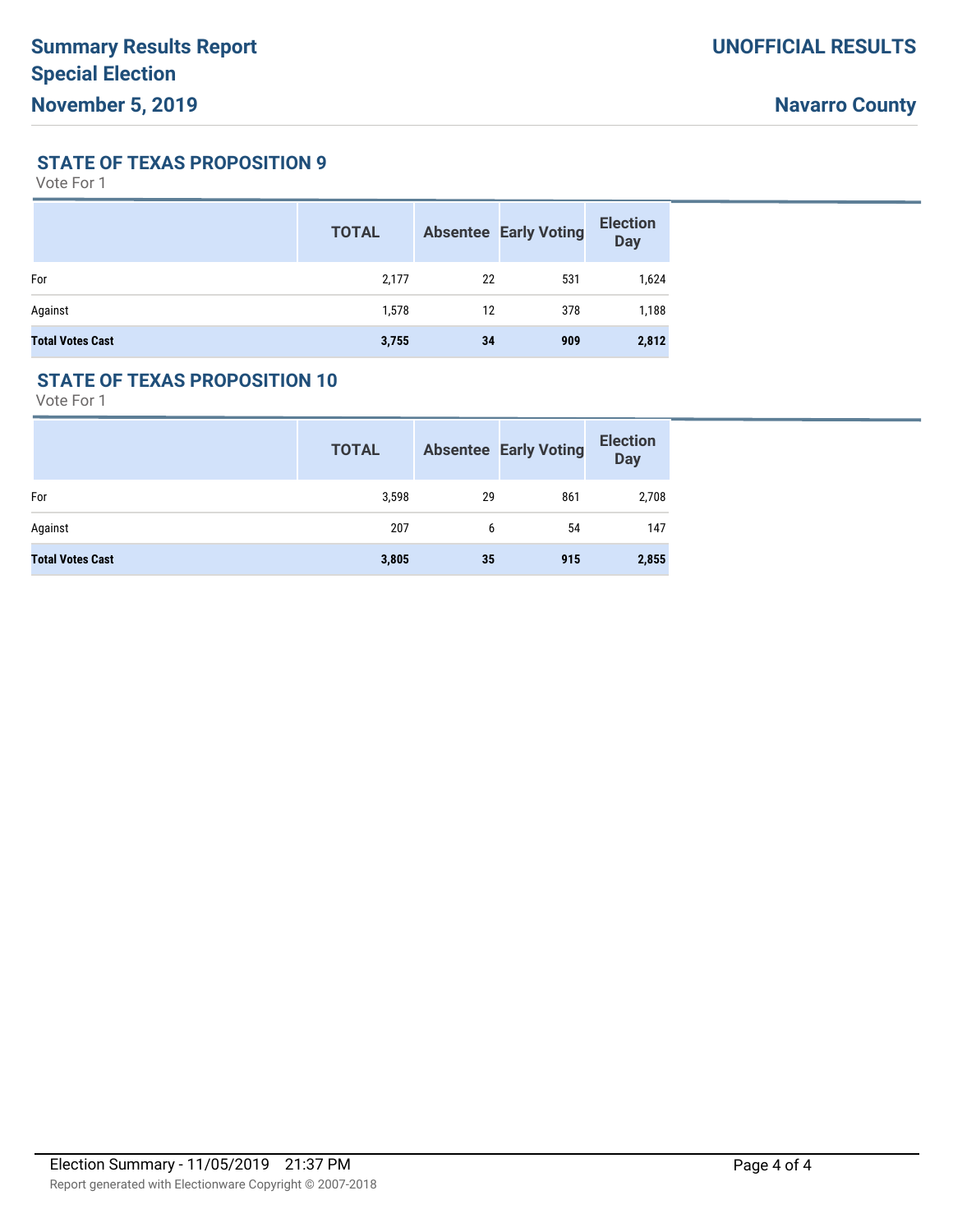## STATE OF TEXAS PROPOSITION 9

Vote For 1

| | TOTAL | Absentee | Early Voting | Election Day |
|---|---|---|---|---|
| For | 2,177 | 22 | 531 | 1,624 |
| Against | 1,578 | 12 | 378 | 1,188 |
| **Total Votes Cast** | **3,755** | **34** | **909** | **2,812** |

## STATE OF TEXAS PROPOSITION 10

Vote For 1

| | TOTAL | Absentee | Early Voting | Election Day |
|---|---|---|---|---|
| For | 3,598 | 29 | 861 | 2,708 |
| Against | 207 | 6 | 54 | 147 |
| **Total Votes Cast** | **3,805** | **35** | **915** | **2,855** |